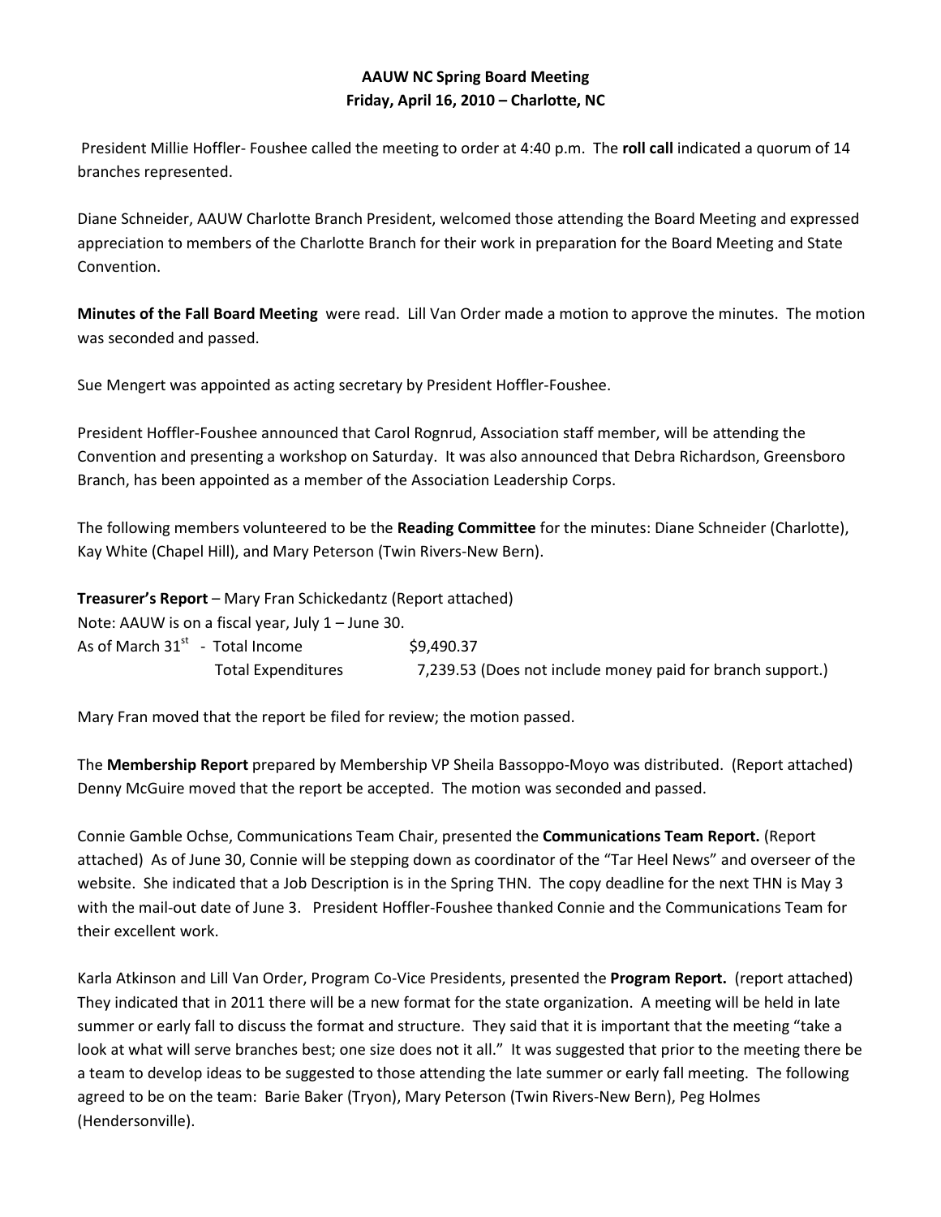**AAUW NC Spring Board Meeting**
**Friday, April 16, 2010 – Charlotte, NC**

President Millie Hoffler- Foushee called the meeting to order at 4:40 p.m. The **roll call** indicated a quorum of 14 branches represented.

Diane Schneider, AAUW Charlotte Branch President, welcomed those attending the Board Meeting and expressed appreciation to members of the Charlotte Branch for their work in preparation for the Board Meeting and State Convention.

**Minutes of the Fall Board Meeting** were read. Lill Van Order made a motion to approve the minutes. The motion was seconded and passed.

Sue Mengert was appointed as acting secretary by President Hoffler-Foushee.

President Hoffler-Foushee announced that Carol Rognrud, Association staff member, will be attending the Convention and presenting a workshop on Saturday. It was also announced that Debra Richardson, Greensboro Branch, has been appointed as a member of the Association Leadership Corps.

The following members volunteered to be the **Reading Committee** for the minutes: Diane Schneider (Charlotte), Kay White (Chapel Hill), and Mary Peterson (Twin Rivers-New Bern).

**Treasurer's Report** – Mary Fran Schickedantz (Report attached)
Note: AAUW is on a fiscal year, July 1 – June 30.
As of March 31st - Total Income $9,490.37
Total Expenditures 7,239.53 (Does not include money paid for branch support.)

Mary Fran moved that the report be filed for review; the motion passed.

The **Membership Report** prepared by Membership VP Sheila Bassoppo-Moyo was distributed. (Report attached) Denny McGuire moved that the report be accepted. The motion was seconded and passed.

Connie Gamble Ochse, Communications Team Chair, presented the **Communications Team Report.** (Report attached) As of June 30, Connie will be stepping down as coordinator of the "Tar Heel News" and overseer of the website. She indicated that a Job Description is in the Spring THN. The copy deadline for the next THN is May 3 with the mail-out date of June 3. President Hoffler-Foushee thanked Connie and the Communications Team for their excellent work.

Karla Atkinson and Lill Van Order, Program Co-Vice Presidents, presented the **Program Report.** (report attached) They indicated that in 2011 there will be a new format for the state organization. A meeting will be held in late summer or early fall to discuss the format and structure. They said that it is important that the meeting "take a look at what will serve branches best; one size does not it all." It was suggested that prior to the meeting there be a team to develop ideas to be suggested to those attending the late summer or early fall meeting. The following agreed to be on the team: Barie Baker (Tryon), Mary Peterson (Twin Rivers-New Bern), Peg Holmes (Hendersonville).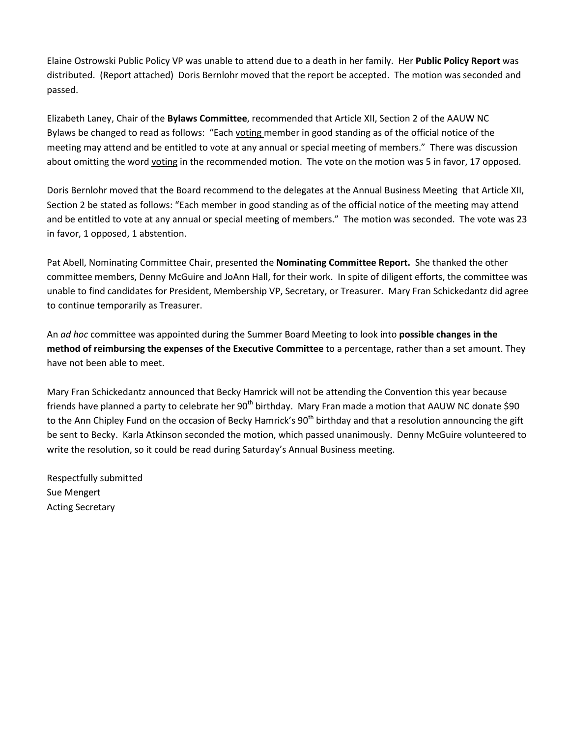Elaine Ostrowski Public Policy VP was unable to attend due to a death in her family. Her **Public Policy Report** was distributed. (Report attached) Doris Bernlohr moved that the report be accepted. The motion was seconded and passed.

Elizabeth Laney, Chair of the **Bylaws Committee**, recommended that Article XII, Section 2 of the AAUW NC Bylaws be changed to read as follows: "Each <u>voting</u> member in good standing as of the official notice of the meeting may attend and be entitled to vote at any annual or special meeting of members." There was discussion about omitting the word <u>voting</u> in the recommended motion. The vote on the motion was 5 in favor, 17 opposed.

Doris Bernlohr moved that the Board recommend to the delegates at the Annual Business Meeting that Article XII, Section 2 be stated as follows: "Each member in good standing as of the official notice of the meeting may attend and be entitled to vote at any annual or special meeting of members." The motion was seconded. The vote was 23 in favor, 1 opposed, 1 abstention.

Pat Abell, Nominating Committee Chair, presented the **Nominating Committee Report.** She thanked the other committee members, Denny McGuire and JoAnn Hall, for their work. In spite of diligent efforts, the committee was unable to find candidates for President, Membership VP, Secretary, or Treasurer. Mary Fran Schickedantz did agree to continue temporarily as Treasurer.

An *ad hoc* committee was appointed during the Summer Board Meeting to look into **possible changes in the method of reimbursing the expenses of the Executive Committee** to a percentage, rather than a set amount. They have not been able to meet.

Mary Fran Schickedantz announced that Becky Hamrick will not be attending the Convention this year because friends have planned a party to celebrate her 90th birthday. Mary Fran made a motion that AAUW NC donate $90 to the Ann Chipley Fund on the occasion of Becky Hamrick's 90th birthday and that a resolution announcing the gift be sent to Becky. Karla Atkinson seconded the motion, which passed unanimously. Denny McGuire volunteered to write the resolution, so it could be read during Saturday's Annual Business meeting.

Respectfully submitted
Sue Mengert
Acting Secretary